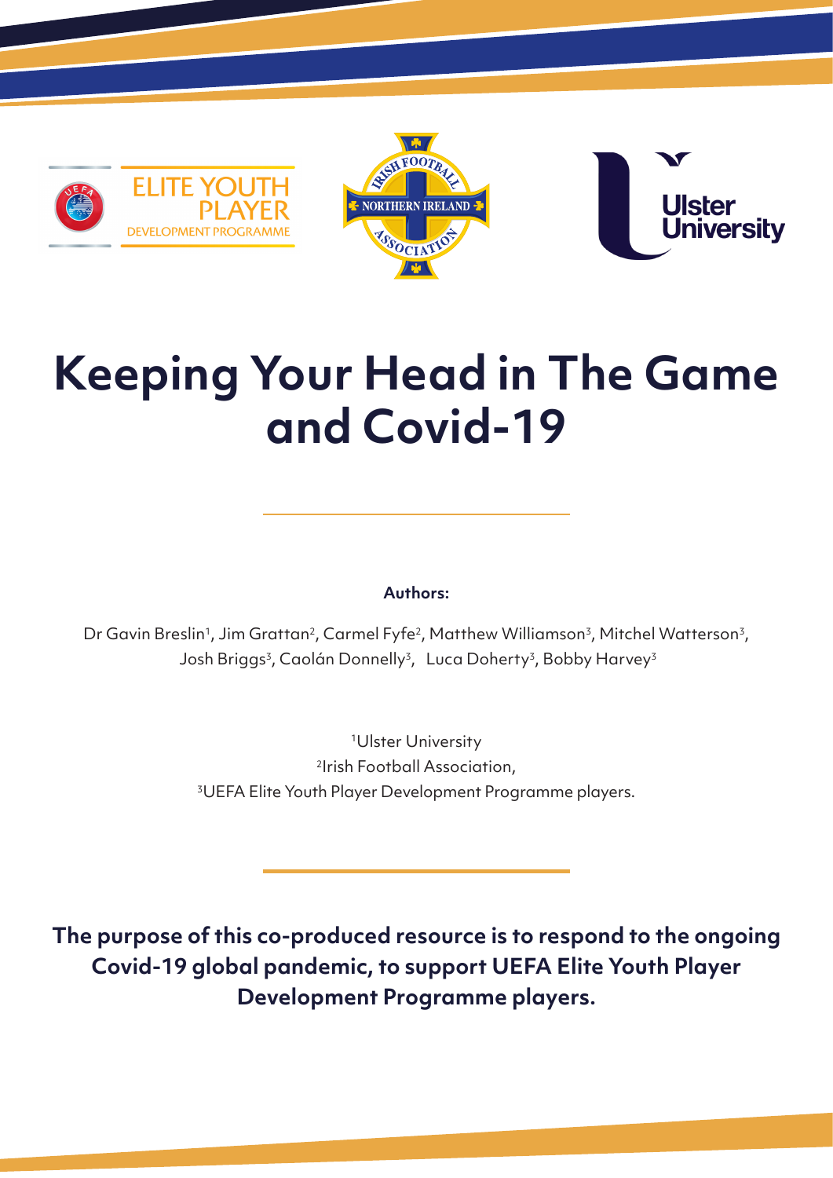# Keeping Your Head in The Game and Covid-19

**Authors:**

Dr Gavin Breslin[1], Jim Grattan[2], Carmel Fyfe[2], Matthew Williamson[3], Mitchel Watterson[3], Josh Briggs[3], Caolán Donnelly[3], Luca Doherty[3], Bobby Harvey[3]

[1]Ulster University
[2]Irish Football Association,
[3]UEFA Elite Youth Player Development Programme players.

**The purpose of this co-produced resource is to respond to the ongoing Covid-19 global pandemic, to support UEFA Elite Youth Player Development Programme players.**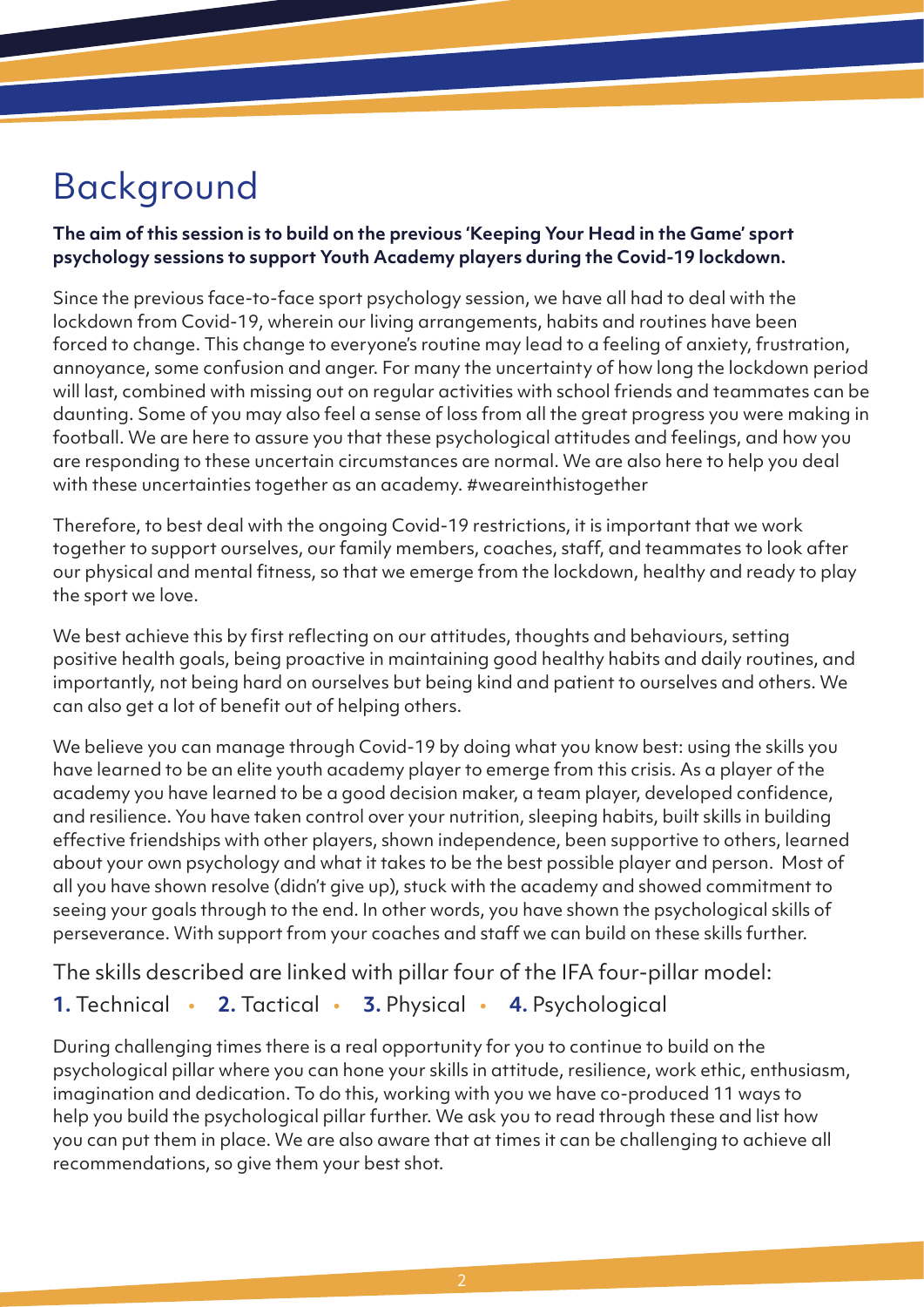# Background

**The aim of this session is to build on the previous 'Keeping Your Head in the Game' sport psychology sessions to support Youth Academy players during the Covid-19 lockdown.**

Since the previous face-to-face sport psychology session, we have all had to deal with the lockdown from Covid-19, wherein our living arrangements, habits and routines have been forced to change. This change to everyone's routine may lead to a feeling of anxiety, frustration, annoyance, some confusion and anger. For many the uncertainty of how long the lockdown period will last, combined with missing out on regular activities with school friends and teammates can be daunting. Some of you may also feel a sense of loss from all the great progress you were making in football. We are here to assure you that these psychological attitudes and feelings, and how you are responding to these uncertain circumstances are normal. We are also here to help you deal with these uncertainties together as an academy. #weareinthistogether

Therefore, to best deal with the ongoing Covid-19 restrictions, it is important that we work together to support ourselves, our family members, coaches, staff, and teammates to look after our physical and mental fitness, so that we emerge from the lockdown, healthy and ready to play the sport we love.

We best achieve this by first reflecting on our attitudes, thoughts and behaviours, setting positive health goals, being proactive in maintaining good healthy habits and daily routines, and importantly, not being hard on ourselves but being kind and patient to ourselves and others. We can also get a lot of benefit out of helping others.

We believe you can manage through Covid-19 by doing what you know best: using the skills you have learned to be an elite youth academy player to emerge from this crisis. As a player of the academy you have learned to be a good decision maker, a team player, developed confidence, and resilience. You have taken control over your nutrition, sleeping habits, built skills in building effective friendships with other players, shown independence, been supportive to others, learned about your own psychology and what it takes to be the best possible player and person. Most of all you have shown resolve (didn't give up), stuck with the academy and showed commitment to seeing your goals through to the end. In other words, you have shown the psychological skills of perseverance. With support from your coaches and staff we can build on these skills further.

The skills described are linked with pillar four of the IFA four-pillar model:

**1.** Technical • **2.** Tactical • **3.** Physical • **4.** Psychological

During challenging times there is a real opportunity for you to continue to build on the psychological pillar where you can hone your skills in attitude, resilience, work ethic, enthusiasm, imagination and dedication. To do this, working with you we have co-produced 11 ways to help you build the psychological pillar further. We ask you to read through these and list how you can put them in place. We are also aware that at times it can be challenging to achieve all recommendations, so give them your best shot.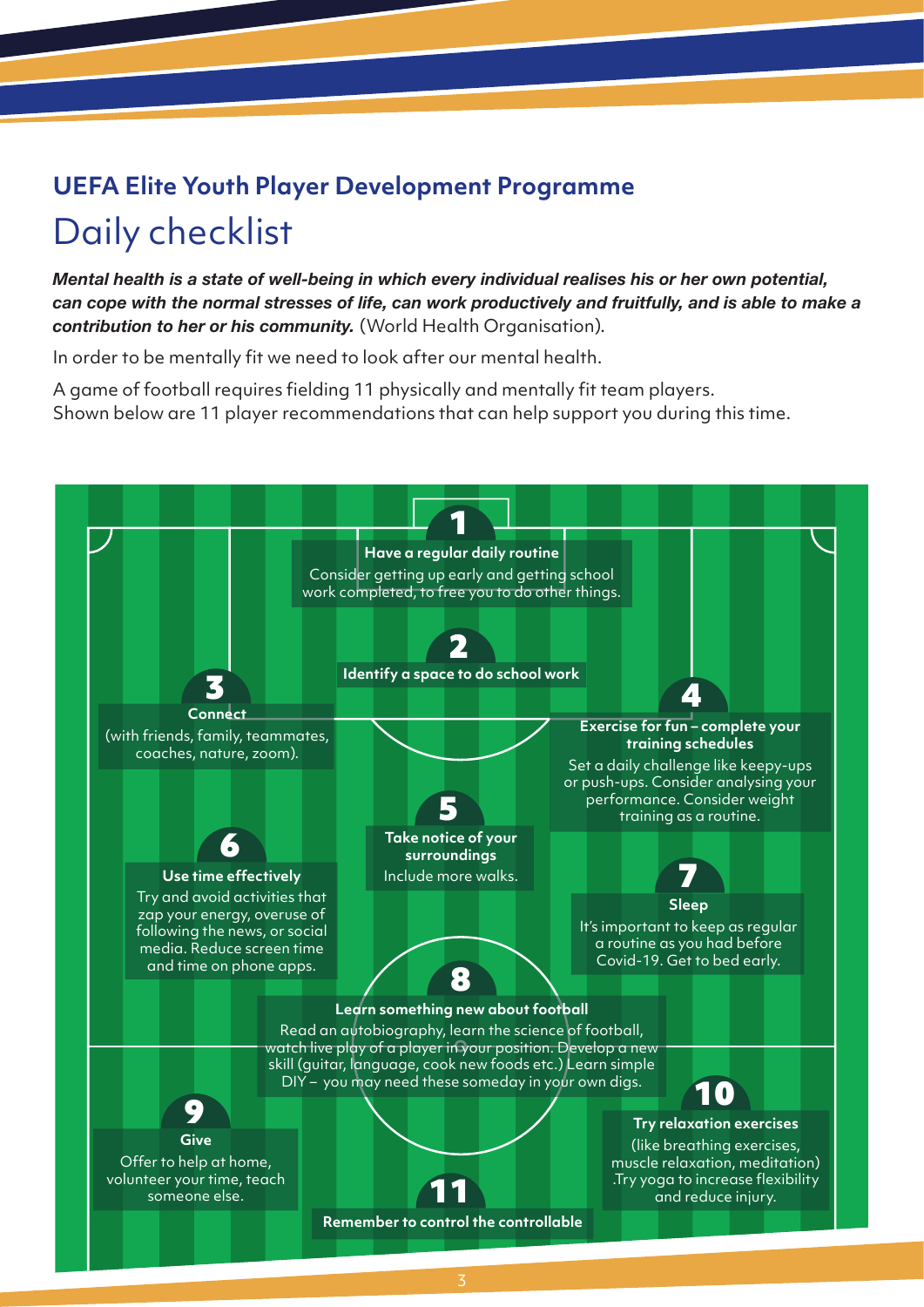## UEFA Elite Youth Player Development Programme

# Daily checklist

***Mental health is a state of well-being in which every individual realises his or her own potential, can cope with the normal stresses of life, can work productively and fruitfully, and is able to make a contribution to her or his community.*** (World Health Organisation).

In order to be mentally fit we need to look after our mental health.

A game of football requires fielding 11 physically and mentally fit team players.
Shown below are 11 player recommendations that can help support you during this time.

**1. Have a regular daily routine**
Consider getting up early and getting school work completed, to free you to do other things.

**2. Identify a space to do school work**

**3. Connect**
(with friends, family, teammates, coaches, nature, zoom).

**4. Exercise for fun – complete your training schedules**
Set a daily challenge like keepy-ups or push-ups. Consider analysing your performance. Consider weight training as a routine.

**5. Take notice of your surroundings**
Include more walks.

**6. Use time effectively**
Try and avoid activities that zap your energy, overuse of following the news, or social media. Reduce screen time and time on phone apps.

**7. Sleep**
It's important to keep as regular a routine as you had before Covid-19. Get to bed early.

**8. Learn something new about football**
Read an autobiography, learn the science of football, watch live play of a player in your position. Develop a new skill (guitar, language, cook new foods etc.) Learn simple DIY – you may need these someday in your own digs.

**9. Give**
Offer to help at home, volunteer your time, teach someone else.

**10. Try relaxation exercises**
(like breathing exercises, muscle relaxation, meditation) .Try yoga to increase flexibility and reduce injury.

**11. Remember to control the controllable**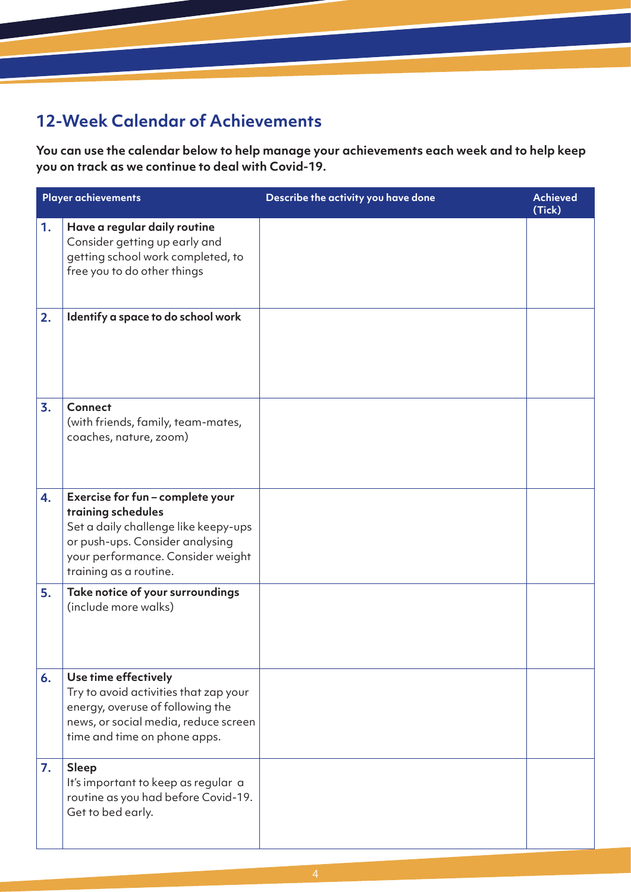## 12-Week Calendar of Achievements

**You can use the calendar below to help manage your achievements each week and to help keep you on track as we continue to deal with Covid-19.**

| Player achievements | | Describe the activity you have done | Achieved (Tick) |
|---|---|---|---|
| **1.** | **Have a regular daily routine** Consider getting up early and getting school work completed, to free you to do other things | | |
| **2.** | **Identify a space to do school work** | | |
| **3.** | **Connect** (with friends, family, team-mates, coaches, nature, zoom) | | |
| **4.** | **Exercise for fun – complete your training schedules** Set a daily challenge like keepy-ups or push-ups. Consider analysing your performance. Consider weight training as a routine. | | |
| **5.** | **Take notice of your surroundings** (include more walks) | | |
| **6.** | **Use time effectively** Try to avoid activities that zap your energy, overuse of following the news, or social media, reduce screen time and time on phone apps. | | |
| **7.** | **Sleep** It's important to keep as regular a routine as you had before Covid-19. Get to bed early. | | |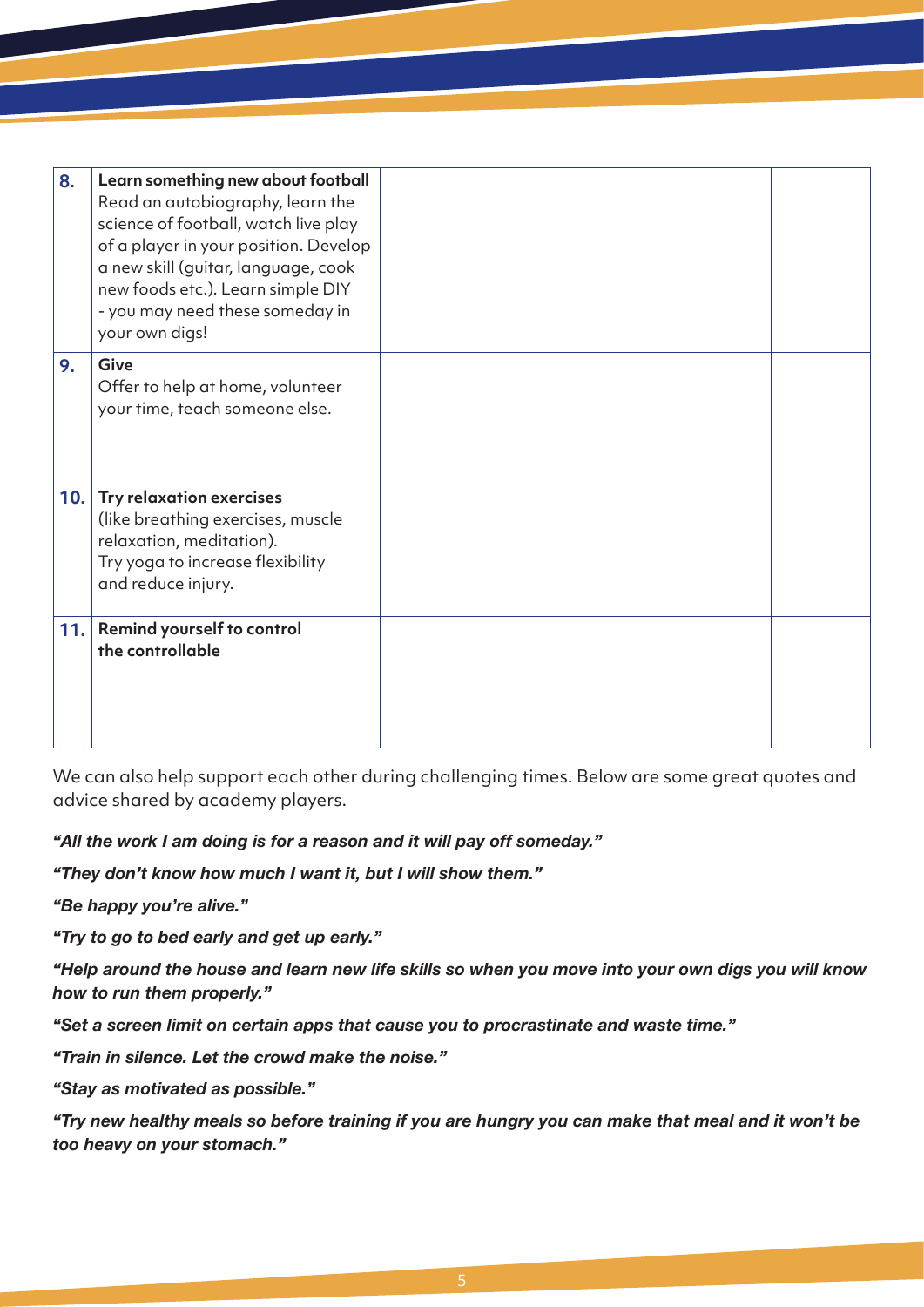| | | | |
|---|---|---|---|
| **8.** | **Learn something new about football**<br>Read an autobiography, learn the science of football, watch live play of a player in your position. Develop a new skill (guitar, language, cook new foods etc.). Learn simple DIY - you may need these someday in your own digs! | | |
| **9.** | **Give**<br>Offer to help at home, volunteer your time, teach someone else. | | |
| **10.** | **Try relaxation exercises**<br>(like breathing exercises, muscle relaxation, meditation).<br>Try yoga to increase flexibility and reduce injury. | | |
| **11.** | **Remind yourself to control the controllable** | | |

We can also help support each other during challenging times. Below are some great quotes and advice shared by academy players.

***"All the work I am doing is for a reason and it will pay off someday."***

***"They don't know how much I want it, but I will show them."***

***"Be happy you're alive."***

***"Try to go to bed early and get up early."***

***"Help around the house and learn new life skills so when you move into your own digs you will know how to run them properly."***

***"Set a screen limit on certain apps that cause you to procrastinate and waste time."***

***"Train in silence. Let the crowd make the noise."***

***"Stay as motivated as possible."***

***"Try new healthy meals so before training if you are hungry you can make that meal and it won't be too heavy on your stomach."***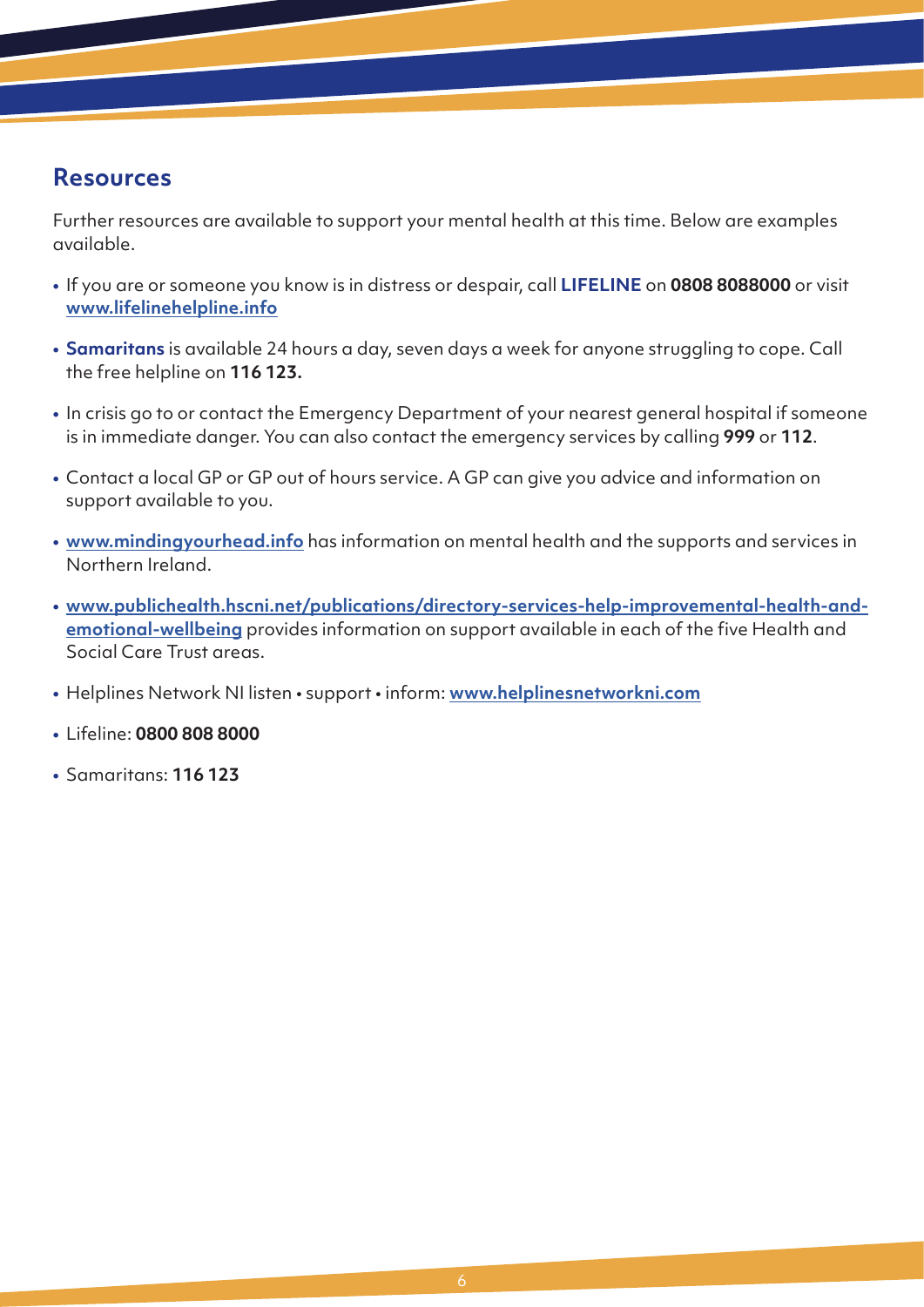## Resources

Further resources are available to support your mental health at this time. Below are examples available.

- If you are or someone you know is in distress or despair, call **LIFELINE** on **0808 8088000** or visit **www.lifelinehelpline.info**
- **Samaritans** is available 24 hours a day, seven days a week for anyone struggling to cope. Call the free helpline on **116 123.**
- In crisis go to or contact the Emergency Department of your nearest general hospital if someone is in immediate danger. You can also contact the emergency services by calling **999** or **112**.
- Contact a local GP or GP out of hours service. A GP can give you advice and information on support available to you.
- **www.mindingyourhead.info** has information on mental health and the supports and services in Northern Ireland.
- **www.publichealth.hscni.net/publications/directory-services-help-improvemental-health-and-emotional-wellbeing** provides information on support available in each of the five Health and Social Care Trust areas.
- Helplines Network NI listen • support • inform: **www.helplinesnetworkni.com**
- Lifeline: **0800 808 8000**
- Samaritans: **116 123**